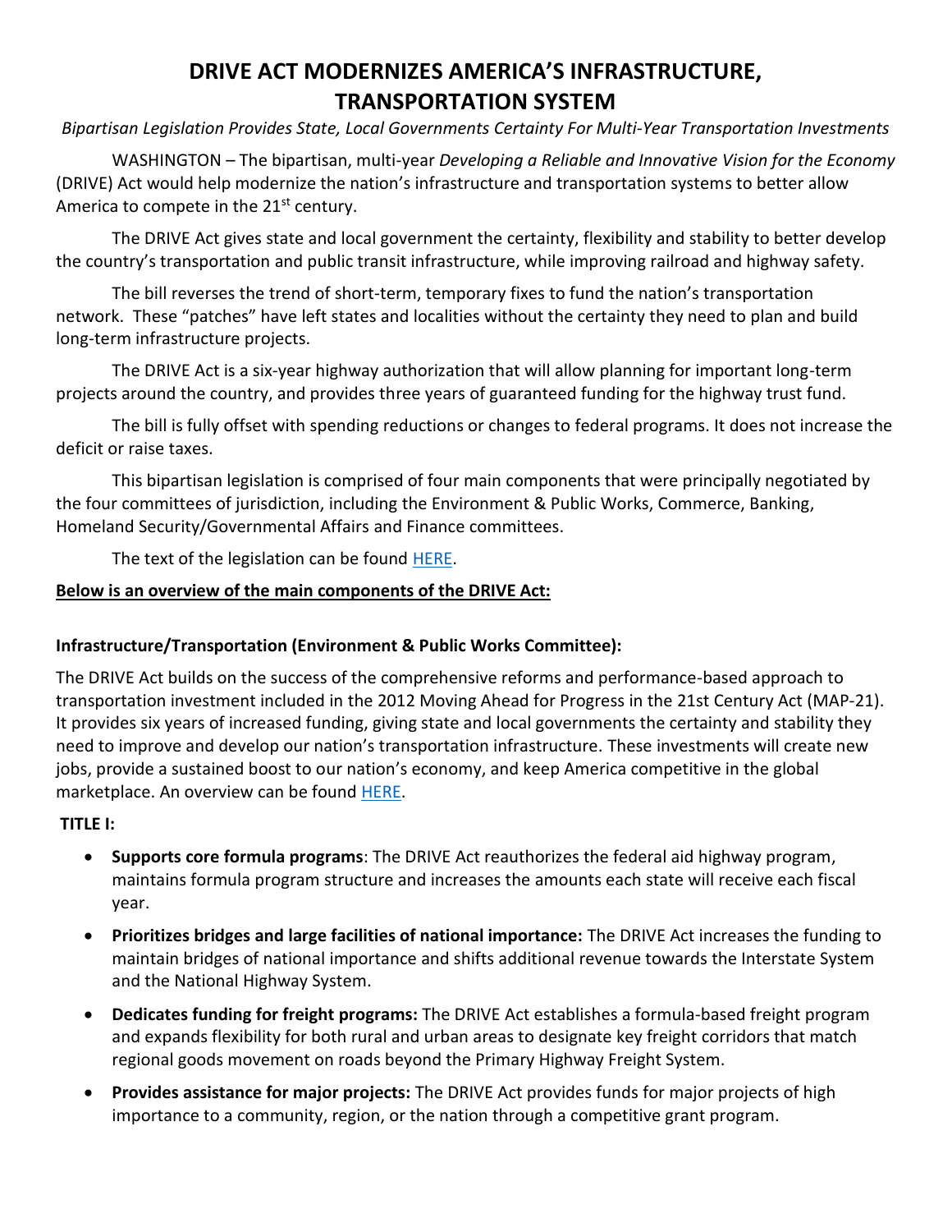# DRIVE ACT MODERNIZES AMERICA'S INFRASTRUCTURE, TRANSPORTATION SYSTEM

*Bipartisan Legislation Provides State, Local Governments Certainty For Multi-Year Transportation Investments*

WASHINGTON – The bipartisan, multi-year *Developing a Reliable and Innovative Vision for the Economy* (DRIVE) Act would help modernize the nation's infrastructure and transportation systems to better allow America to compete in the 21st century.

The DRIVE Act gives state and local government the certainty, flexibility and stability to better develop the country's transportation and public transit infrastructure, while improving railroad and highway safety.

The bill reverses the trend of short-term, temporary fixes to fund the nation's transportation network. These "patches" have left states and localities without the certainty they need to plan and build long-term infrastructure projects.

The DRIVE Act is a six-year highway authorization that will allow planning for important long-term projects around the country, and provides three years of guaranteed funding for the highway trust fund.

The bill is fully offset with spending reductions or changes to federal programs. It does not increase the deficit or raise taxes.

This bipartisan legislation is comprised of four main components that were principally negotiated by the four committees of jurisdiction, including the Environment & Public Works, Commerce, Banking, Homeland Security/Governmental Affairs and Finance committees.

The text of the legislation can be found HERE.

**Below is an overview of the main components of the DRIVE Act:**

### Infrastructure/Transportation (Environment & Public Works Committee):

The DRIVE Act builds on the success of the comprehensive reforms and performance-based approach to transportation investment included in the 2012 Moving Ahead for Progress in the 21st Century Act (MAP-21). It provides six years of increased funding, giving state and local governments the certainty and stability they need to improve and develop our nation's transportation infrastructure. These investments will create new jobs, provide a sustained boost to our nation's economy, and keep America competitive in the global marketplace. An overview can be found HERE.

**TITLE I:**

- **Supports core formula programs**: The DRIVE Act reauthorizes the federal aid highway program, maintains formula program structure and increases the amounts each state will receive each fiscal year.
- **Prioritizes bridges and large facilities of national importance:** The DRIVE Act increases the funding to maintain bridges of national importance and shifts additional revenue towards the Interstate System and the National Highway System.
- **Dedicates funding for freight programs:** The DRIVE Act establishes a formula-based freight program and expands flexibility for both rural and urban areas to designate key freight corridors that match regional goods movement on roads beyond the Primary Highway Freight System.
- **Provides assistance for major projects:** The DRIVE Act provides funds for major projects of high importance to a community, region, or the nation through a competitive grant program.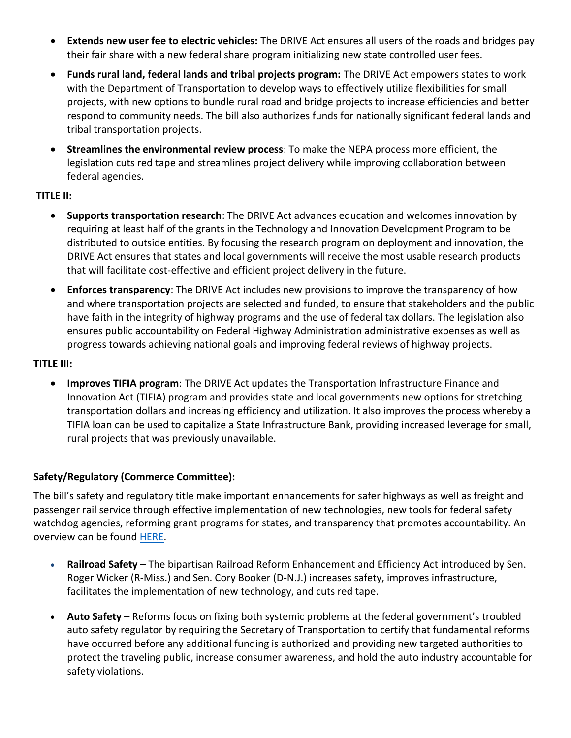- **Extends new user fee to electric vehicles:** The DRIVE Act ensures all users of the roads and bridges pay their fair share with a new federal share program initializing new state controlled user fees.
- **Funds rural land, federal lands and tribal projects program:** The DRIVE Act empowers states to work with the Department of Transportation to develop ways to effectively utilize flexibilities for small projects, with new options to bundle rural road and bridge projects to increase efficiencies and better respond to community needs. The bill also authorizes funds for nationally significant federal lands and tribal transportation projects.
- **Streamlines the environmental review process**: To make the NEPA process more efficient, the legislation cuts red tape and streamlines project delivery while improving collaboration between federal agencies.

**TITLE II:**

- **Supports transportation research**: The DRIVE Act advances education and welcomes innovation by requiring at least half of the grants in the Technology and Innovation Development Program to be distributed to outside entities. By focusing the research program on deployment and innovation, the DRIVE Act ensures that states and local governments will receive the most usable research products that will facilitate cost-effective and efficient project delivery in the future.
- **Enforces transparency**: The DRIVE Act includes new provisions to improve the transparency of how and where transportation projects are selected and funded, to ensure that stakeholders and the public have faith in the integrity of highway programs and the use of federal tax dollars. The legislation also ensures public accountability on Federal Highway Administration administrative expenses as well as progress towards achieving national goals and improving federal reviews of highway projects.

**TITLE III:**

- **Improves TIFIA program**: The DRIVE Act updates the Transportation Infrastructure Finance and Innovation Act (TIFIA) program and provides state and local governments new options for stretching transportation dollars and increasing efficiency and utilization. It also improves the process whereby a TIFIA loan can be used to capitalize a State Infrastructure Bank, providing increased leverage for small, rural projects that was previously unavailable.

**Safety/Regulatory (Commerce Committee):**

The bill's safety and regulatory title make important enhancements for safer highways as well as freight and passenger rail service through effective implementation of new technologies, new tools for federal safety watchdog agencies, reforming grant programs for states, and transparency that promotes accountability. An overview can be found HERE.

- **Railroad Safety** – The bipartisan Railroad Reform Enhancement and Efficiency Act introduced by Sen. Roger Wicker (R-Miss.) and Sen. Cory Booker (D-N.J.) increases safety, improves infrastructure, facilitates the implementation of new technology, and cuts red tape.
- **Auto Safety** – Reforms focus on fixing both systemic problems at the federal government's troubled auto safety regulator by requiring the Secretary of Transportation to certify that fundamental reforms have occurred before any additional funding is authorized and providing new targeted authorities to protect the traveling public, increase consumer awareness, and hold the auto industry accountable for safety violations.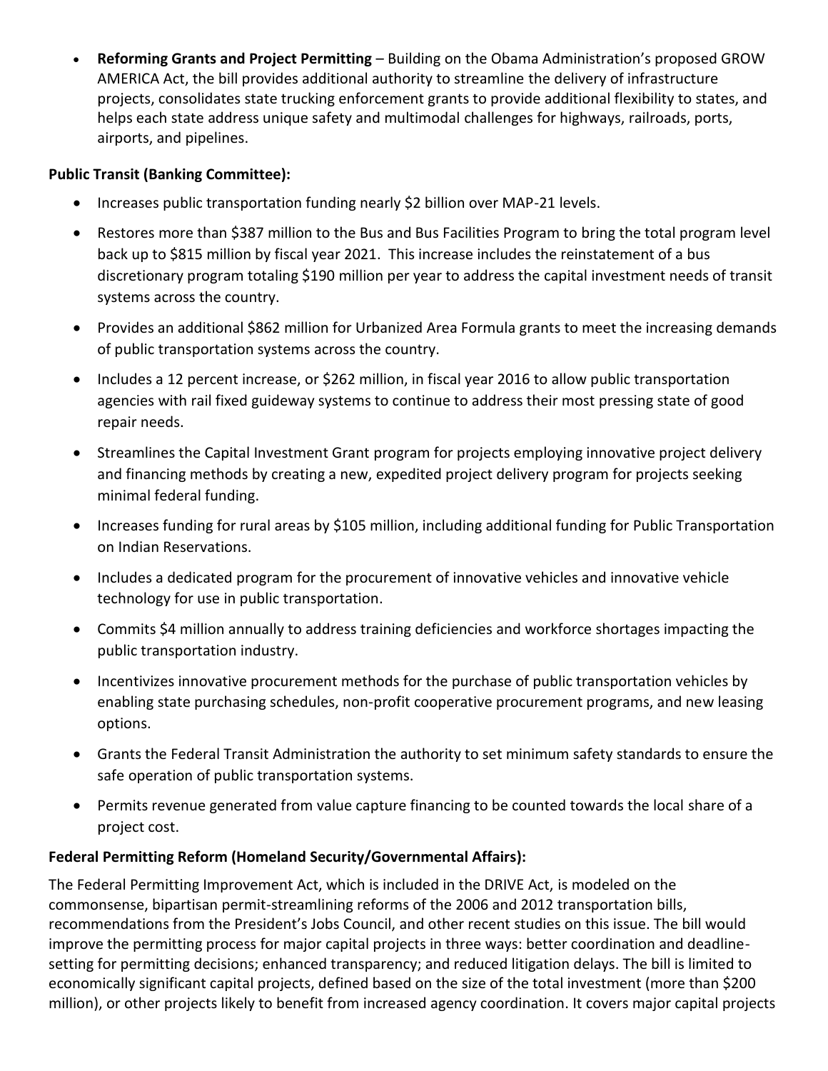- **Reforming Grants and Project Permitting** – Building on the Obama Administration's proposed GROW AMERICA Act, the bill provides additional authority to streamline the delivery of infrastructure projects, consolidates state trucking enforcement grants to provide additional flexibility to states, and helps each state address unique safety and multimodal challenges for highways, railroads, ports, airports, and pipelines.

**Public Transit (Banking Committee):**

- Increases public transportation funding nearly $2 billion over MAP-21 levels.
- Restores more than $387 million to the Bus and Bus Facilities Program to bring the total program level back up to $815 million by fiscal year 2021. This increase includes the reinstatement of a bus discretionary program totaling $190 million per year to address the capital investment needs of transit systems across the country.
- Provides an additional $862 million for Urbanized Area Formula grants to meet the increasing demands of public transportation systems across the country.
- Includes a 12 percent increase, or $262 million, in fiscal year 2016 to allow public transportation agencies with rail fixed guideway systems to continue to address their most pressing state of good repair needs.
- Streamlines the Capital Investment Grant program for projects employing innovative project delivery and financing methods by creating a new, expedited project delivery program for projects seeking minimal federal funding.
- Increases funding for rural areas by $105 million, including additional funding for Public Transportation on Indian Reservations.
- Includes a dedicated program for the procurement of innovative vehicles and innovative vehicle technology for use in public transportation.
- Commits $4 million annually to address training deficiencies and workforce shortages impacting the public transportation industry.
- Incentivizes innovative procurement methods for the purchase of public transportation vehicles by enabling state purchasing schedules, non-profit cooperative procurement programs, and new leasing options.
- Grants the Federal Transit Administration the authority to set minimum safety standards to ensure the safe operation of public transportation systems.
- Permits revenue generated from value capture financing to be counted towards the local share of a project cost.

**Federal Permitting Reform (Homeland Security/Governmental Affairs):**

The Federal Permitting Improvement Act, which is included in the DRIVE Act, is modeled on the commonsense, bipartisan permit-streamlining reforms of the 2006 and 2012 transportation bills, recommendations from the President's Jobs Council, and other recent studies on this issue. The bill would improve the permitting process for major capital projects in three ways: better coordination and deadline-setting for permitting decisions; enhanced transparency; and reduced litigation delays. The bill is limited to economically significant capital projects, defined based on the size of the total investment (more than $200 million), or other projects likely to benefit from increased agency coordination. It covers major capital projects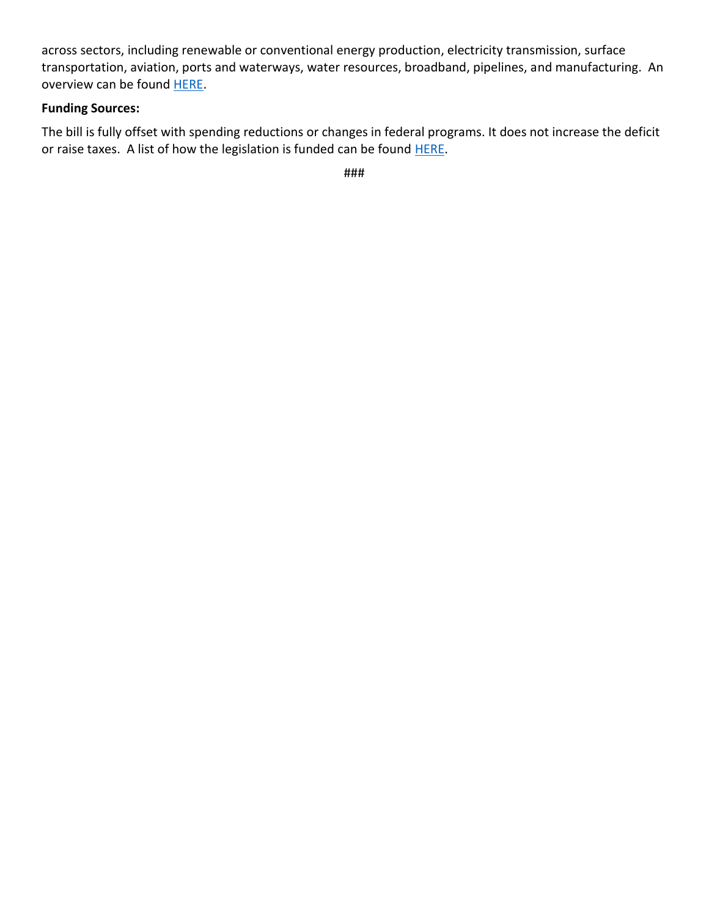across sectors, including renewable or conventional energy production, electricity transmission, surface transportation, aviation, ports and waterways, water resources, broadband, pipelines, and manufacturing. An overview can be found HERE.

**Funding Sources:**

The bill is fully offset with spending reductions or changes in federal programs. It does not increase the deficit or raise taxes. A list of how the legislation is funded can be found HERE.

###